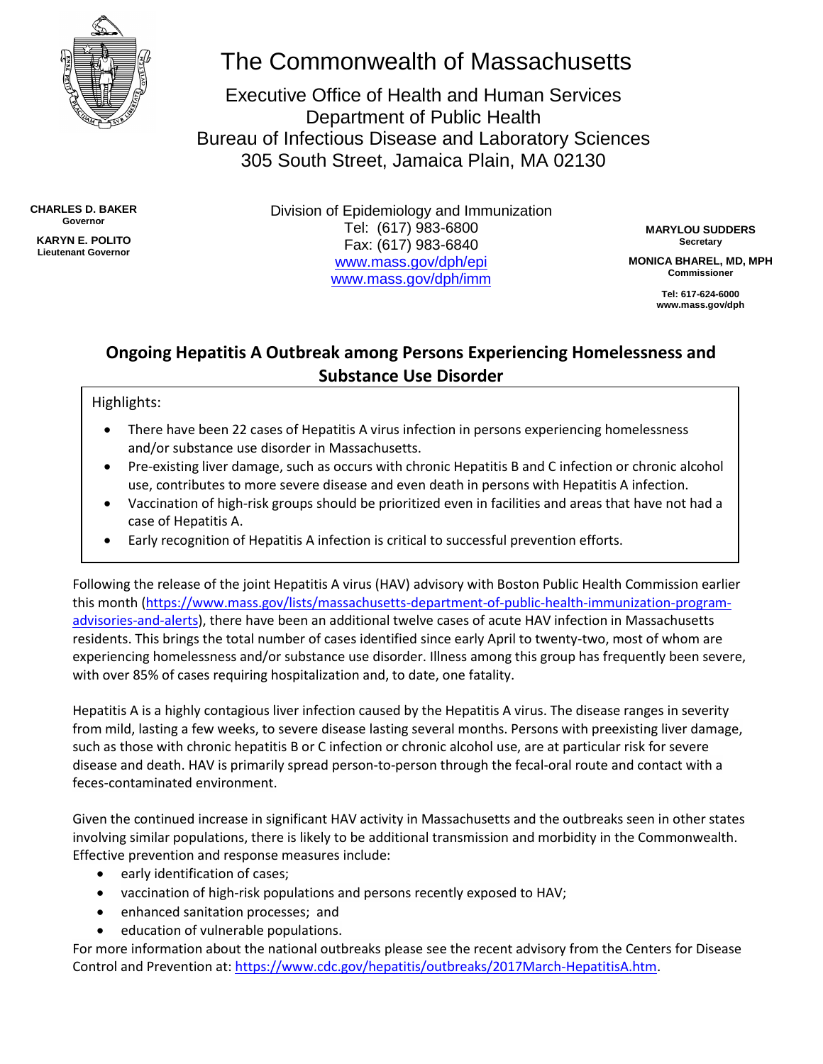# The Commonwealth of Massachusetts

Executive Office of Health and Human Services
Department of Public Health
Bureau of Infectious Disease and Laboratory Sciences
305 South Street, Jamaica Plain, MA 02130

**CHARLES D. BAKER**
**Governor**

**KARYN E. POLITO**
**Lieutenant Governor**

Division of Epidemiology and Immunization
Tel: (617) 983-6800
Fax: (617) 983-6840
www.mass.gov/dph/epi
www.mass.gov/dph/imm

**MARYLOU SUDDERS**
**Secretary**

**MONICA BHAREL, MD, MPH**
**Commissioner**

**Tel: 617-624-6000**
**www.mass.gov/dph**

## Ongoing Hepatitis A Outbreak among Persons Experiencing Homelessness and Substance Use Disorder

Highlights:

- There have been 22 cases of Hepatitis A virus infection in persons experiencing homelessness and/or substance use disorder in Massachusetts.
- Pre-existing liver damage, such as occurs with chronic Hepatitis B and C infection or chronic alcohol use, contributes to more severe disease and even death in persons with Hepatitis A infection.
- Vaccination of high-risk groups should be prioritized even in facilities and areas that have not had a case of Hepatitis A.
- Early recognition of Hepatitis A infection is critical to successful prevention efforts.

Following the release of the joint Hepatitis A virus (HAV) advisory with Boston Public Health Commission earlier this month (https://www.mass.gov/lists/massachusetts-department-of-public-health-immunization-program-advisories-and-alerts), there have been an additional twelve cases of acute HAV infection in Massachusetts residents. This brings the total number of cases identified since early April to twenty-two, most of whom are experiencing homelessness and/or substance use disorder. Illness among this group has frequently been severe, with over 85% of cases requiring hospitalization and, to date, one fatality.

Hepatitis A is a highly contagious liver infection caused by the Hepatitis A virus. The disease ranges in severity from mild, lasting a few weeks, to severe disease lasting several months. Persons with preexisting liver damage, such as those with chronic hepatitis B or C infection or chronic alcohol use, are at particular risk for severe disease and death. HAV is primarily spread person-to-person through the fecal-oral route and contact with a feces-contaminated environment.

Given the continued increase in significant HAV activity in Massachusetts and the outbreaks seen in other states involving similar populations, there is likely to be additional transmission and morbidity in the Commonwealth. Effective prevention and response measures include:

- early identification of cases;
- vaccination of high-risk populations and persons recently exposed to HAV;
- enhanced sanitation processes; and
- education of vulnerable populations.

For more information about the national outbreaks please see the recent advisory from the Centers for Disease Control and Prevention at: https://www.cdc.gov/hepatitis/outbreaks/2017March-HepatitisA.htm.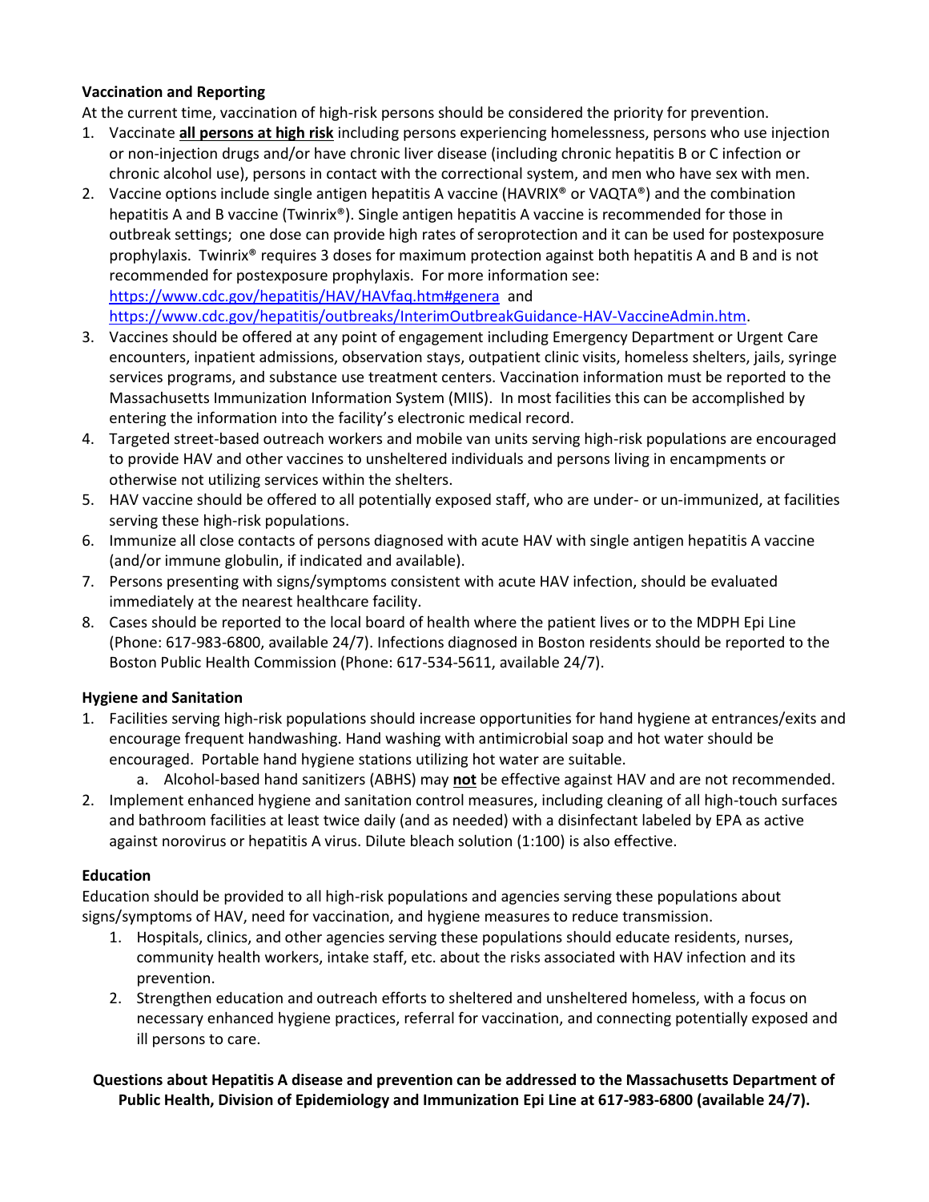**Vaccination and Reporting**

At the current time, vaccination of high-risk persons should be considered the priority for prevention.

1. Vaccinate **all persons at high risk** including persons experiencing homelessness, persons who use injection or non-injection drugs and/or have chronic liver disease (including chronic hepatitis B or C infection or chronic alcohol use), persons in contact with the correctional system, and men who have sex with men.
2. Vaccine options include single antigen hepatitis A vaccine (HAVRIX® or VAQTA®) and the combination hepatitis A and B vaccine (Twinrix®). Single antigen hepatitis A vaccine is recommended for those in outbreak settings; one dose can provide high rates of seroprotection and it can be used for postexposure prophylaxis. Twinrix® requires 3 doses for maximum protection against both hepatitis A and B and is not recommended for postexposure prophylaxis. For more information see: https://www.cdc.gov/hepatitis/HAV/HAVfaq.htm#genera and https://www.cdc.gov/hepatitis/outbreaks/InterimOutbreakGuidance-HAV-VaccineAdmin.htm.
3. Vaccines should be offered at any point of engagement including Emergency Department or Urgent Care encounters, inpatient admissions, observation stays, outpatient clinic visits, homeless shelters, jails, syringe services programs, and substance use treatment centers. Vaccination information must be reported to the Massachusetts Immunization Information System (MIIS). In most facilities this can be accomplished by entering the information into the facility's electronic medical record.
4. Targeted street-based outreach workers and mobile van units serving high-risk populations are encouraged to provide HAV and other vaccines to unsheltered individuals and persons living in encampments or otherwise not utilizing services within the shelters.
5. HAV vaccine should be offered to all potentially exposed staff, who are under- or un-immunized, at facilities serving these high-risk populations.
6. Immunize all close contacts of persons diagnosed with acute HAV with single antigen hepatitis A vaccine (and/or immune globulin, if indicated and available).
7. Persons presenting with signs/symptoms consistent with acute HAV infection, should be evaluated immediately at the nearest healthcare facility.
8. Cases should be reported to the local board of health where the patient lives or to the MDPH Epi Line (Phone: 617-983-6800, available 24/7). Infections diagnosed in Boston residents should be reported to the Boston Public Health Commission (Phone: 617-534-5611, available 24/7).

**Hygiene and Sanitation**

1. Facilities serving high-risk populations should increase opportunities for hand hygiene at entrances/exits and encourage frequent handwashing. Hand washing with antimicrobial soap and hot water should be encouraged. Portable hand hygiene stations utilizing hot water are suitable.
   a. Alcohol-based hand sanitizers (ABHS) may **not** be effective against HAV and are not recommended.
2. Implement enhanced hygiene and sanitation control measures, including cleaning of all high-touch surfaces and bathroom facilities at least twice daily (and as needed) with a disinfectant labeled by EPA as active against norovirus or hepatitis A virus. Dilute bleach solution (1:100) is also effective.

**Education**

Education should be provided to all high-risk populations and agencies serving these populations about signs/symptoms of HAV, need for vaccination, and hygiene measures to reduce transmission.

1. Hospitals, clinics, and other agencies serving these populations should educate residents, nurses, community health workers, intake staff, etc. about the risks associated with HAV infection and its prevention.
2. Strengthen education and outreach efforts to sheltered and unsheltered homeless, with a focus on necessary enhanced hygiene practices, referral for vaccination, and connecting potentially exposed and ill persons to care.

**Questions about Hepatitis A disease and prevention can be addressed to the Massachusetts Department of Public Health, Division of Epidemiology and Immunization Epi Line at 617-983-6800 (available 24/7).**